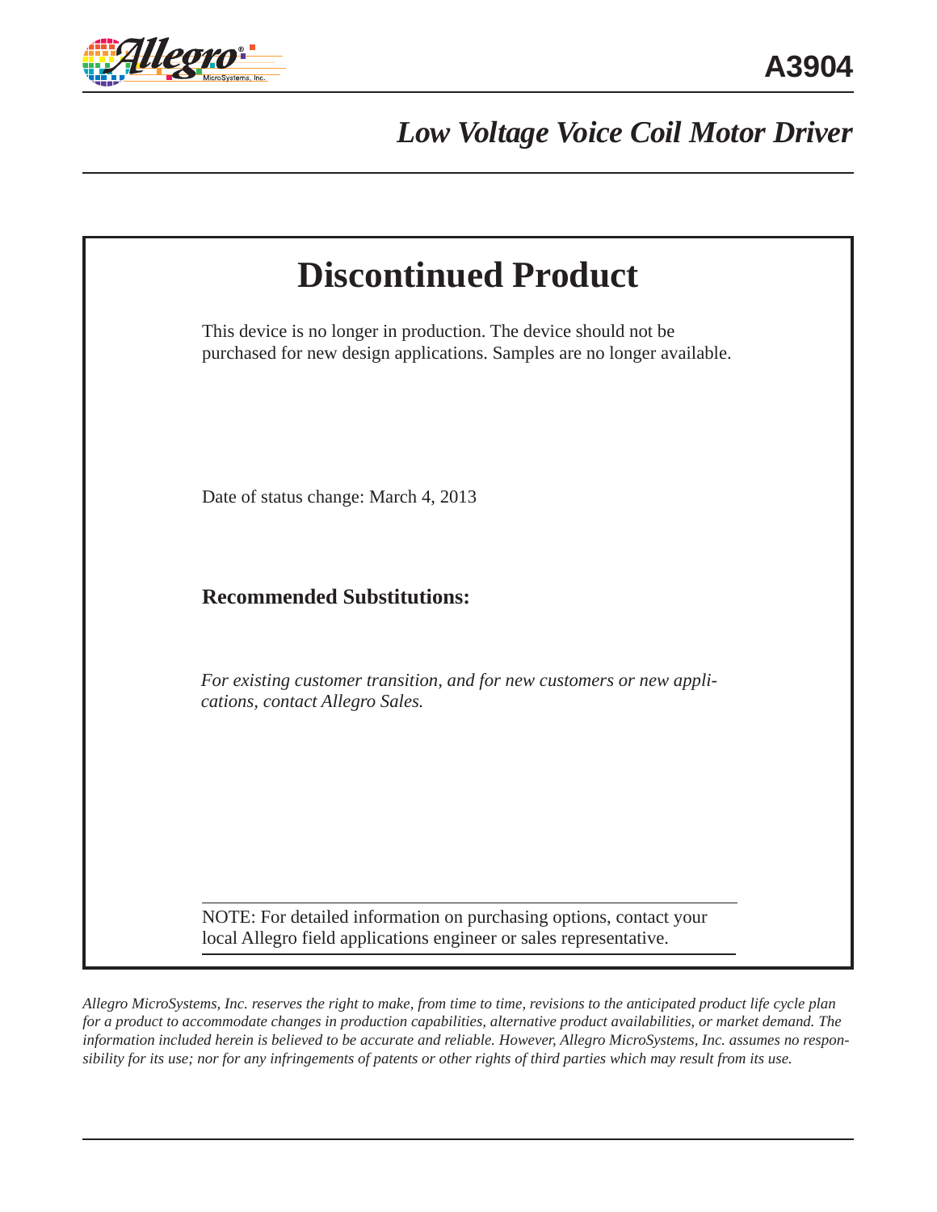# A3904

## *Low Voltage Voice Coil Motor Driver*

# Discontinued Product

This device is no longer in production. The device should not be purchased for new design applications. Samples are no longer available.

Date of status change: March 4, 2013

**Recommended Substitutions:**

*For existing customer transition, and for new customers or new applications, contact Allegro Sales.*

NOTE: For detailed information on purchasing options, contact your local Allegro field applications engineer or sales representative.

*Allegro MicroSystems, Inc. reserves the right to make, from time to time, revisions to the anticipated product life cycle plan for a product to accommodate changes in production capabilities, alternative product availabilities, or market demand. The information included herein is believed to be accurate and reliable. However, Allegro MicroSystems, Inc. assumes no responsibility for its use; nor for any infringements of patents or other rights of third parties which may result from its use.*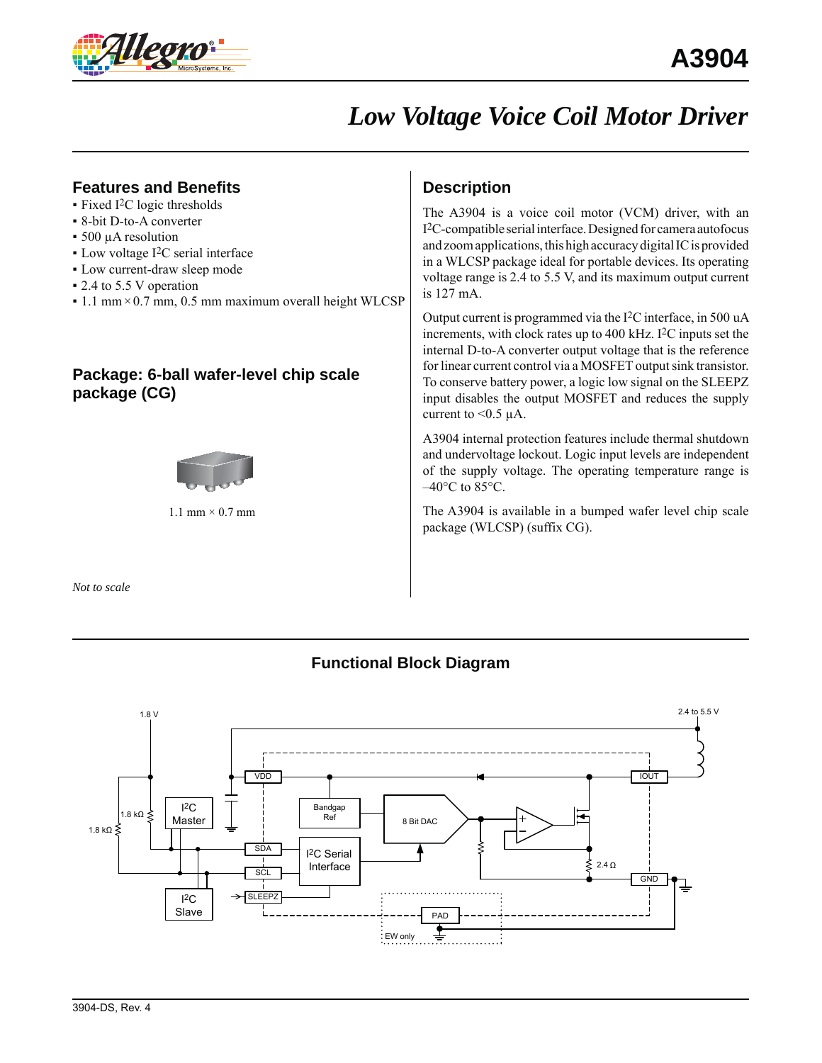# A3904

# *Low Voltage Voice Coil Motor Driver*

## Features and Benefits

- Fixed I$^2$C logic thresholds
- 8-bit D-to-A converter
- 500 µA resolution
- Low voltage I$^2$C serial interface
- Low current-draw sleep mode
- 2.4 to 5.5 V operation
- 1.1 mm × 0.7 mm, 0.5 mm maximum overall height WLCSP

## Package: 6-ball wafer-level chip scale package (CG)

1.1 mm × 0.7 mm

*Not to scale*

## Description

The A3904 is a voice coil motor (VCM) driver, with an I$^2$C-compatible serial interface. Designed for camera autofocus and zoom applications, this high accuracy digital IC is provided in a WLCSP package ideal for portable devices. Its operating voltage range is 2.4 to 5.5 V, and its maximum output current is 127 mA.

Output current is programmed via the I$^2$C interface, in 500 uA increments, with clock rates up to 400 kHz. I$^2$C inputs set the internal D-to-A converter output voltage that is the reference for linear current control via a MOSFET output sink transistor. To conserve battery power, a logic low signal on the SLEEPZ input disables the output MOSFET and reduces the supply current to <0.5 µA.

A3904 internal protection features include thermal shutdown and undervoltage lockout. Logic input levels are independent of the supply voltage. The operating temperature range is –40°C to 85°C.

The A3904 is available in a bumped wafer level chip scale package (WLCSP) (suffix CG).

## Functional Block Diagram

1.8 V; 2.4 to 5.5 V; VDD; IOUT; 1.8 kΩ; 1.8 kΩ; I$^2$C Master; Bandgap Ref; 8 Bit DAC; SDA; I$^2$C Serial Interface; 2.4 Ω; SCL; GND; I$^2$C Slave; SLEEPZ; PAD; EW only

3904-DS, Rev. 4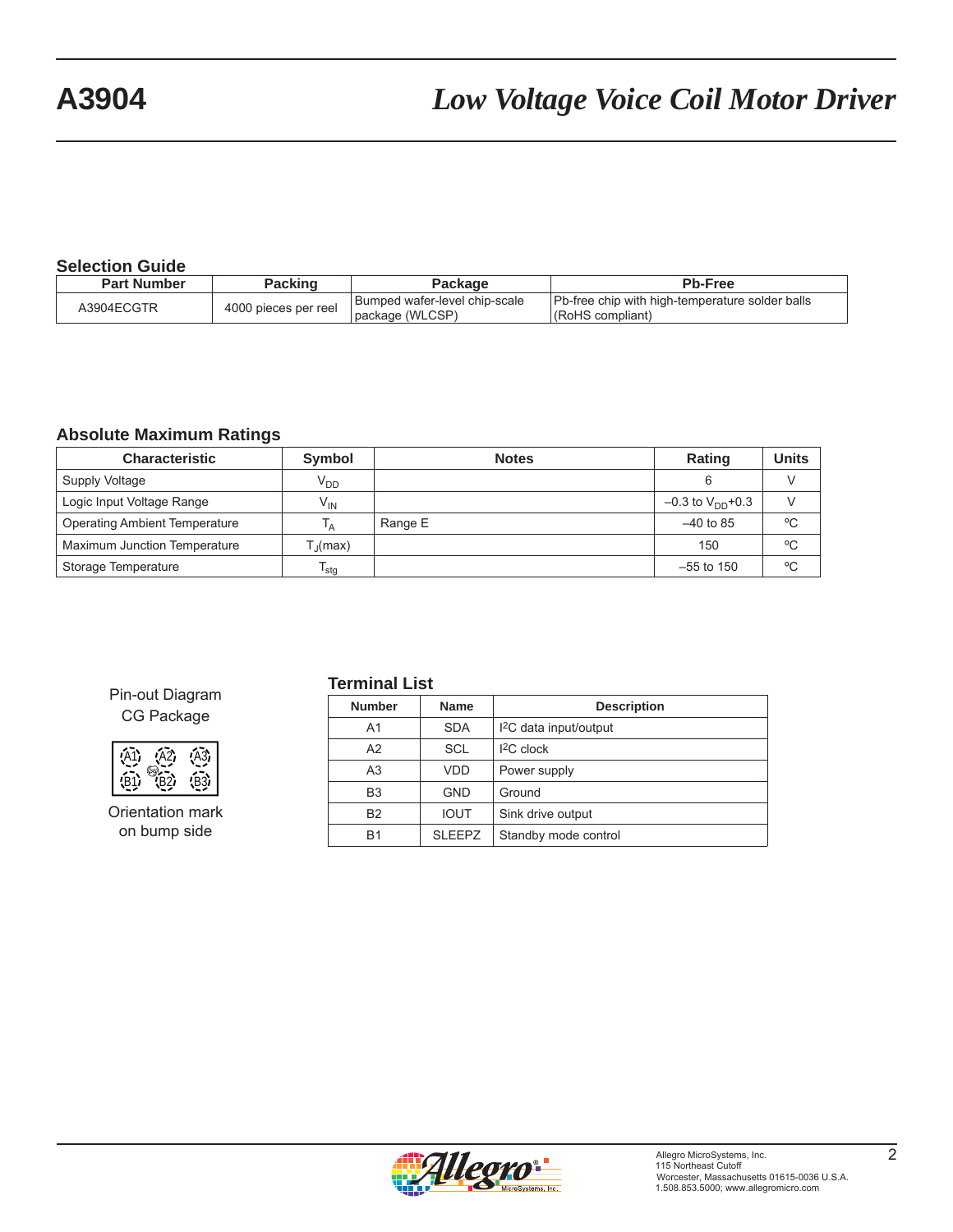## Selection Guide

| Part Number | Packing | Package | Pb-Free |
|---|---|---|---|
| A3904ECGTR | 4000 pieces per reel | Bumped wafer-level chip-scale package (WLCSP) | Pb-free chip with high-temperature solder balls (RoHS compliant) |

## Absolute Maximum Ratings

| Characteristic | Symbol | Notes | Rating | Units |
|---|---|---|---|---|
| Supply Voltage | $V_{DD}$ | | 6 | V |
| Logic Input Voltage Range | $V_{IN}$ | | –0.3 to $V_{DD}$+0.3 | V |
| Operating Ambient Temperature | $T_A$ | Range E | –40 to 85 | ºC |
| Maximum Junction Temperature | $T_J$(max) | | 150 | ºC |
| Storage Temperature | $T_{stg}$ | | –55 to 150 | ºC |

Pin-out Diagram
CG Package

A1 A2 A3
B1 B2 B3

Orientation mark on bump side

## Terminal List

| Number | Name | Description |
|---|---|---|
| A1 | SDA | I2C data input/output |
| A2 | SCL | I2C clock |
| A3 | VDD | Power supply |
| B3 | GND | Ground |
| B2 | IOUT | Sink drive output |
| B1 | SLEEPZ | Standby mode control |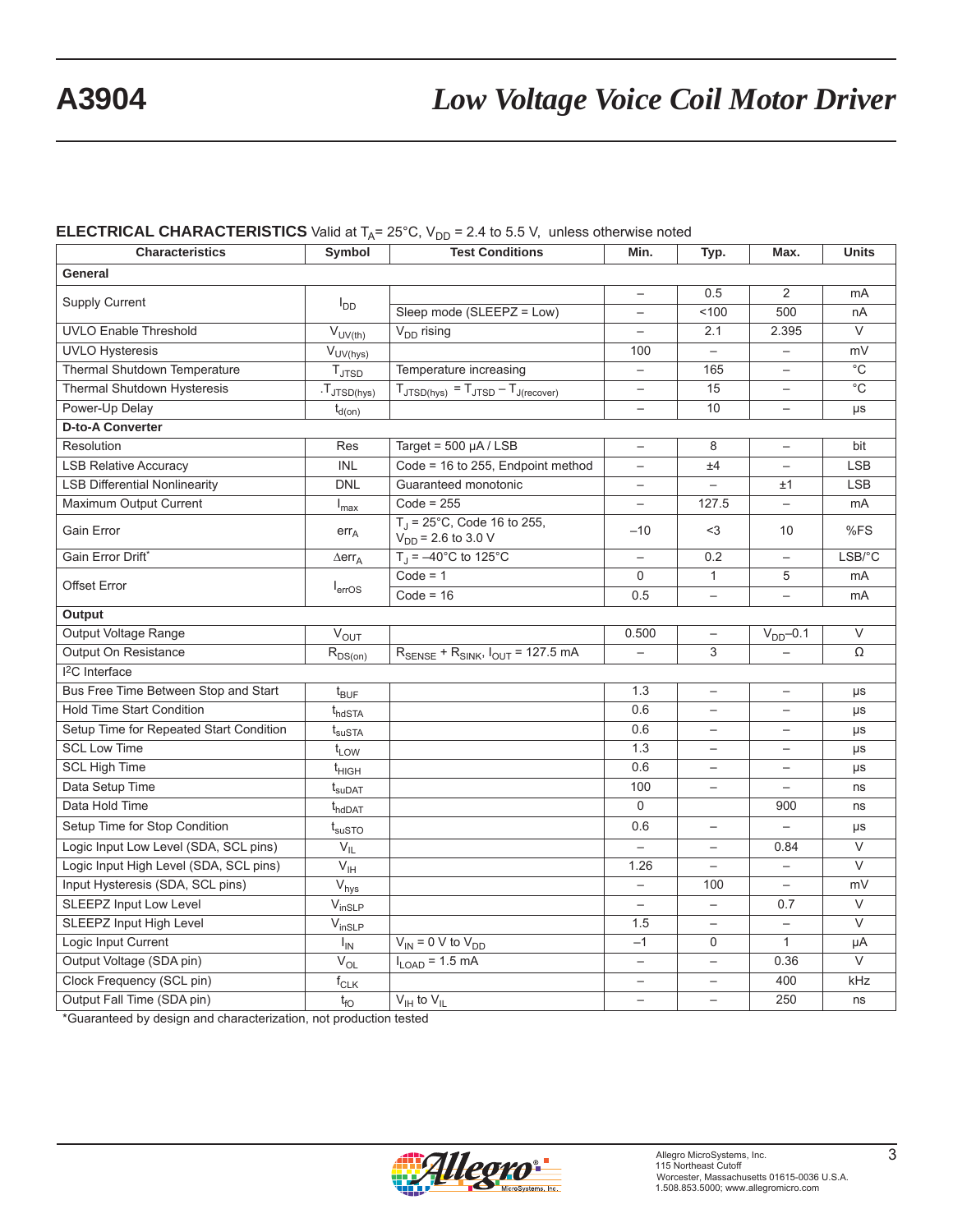**ELECTRICAL CHARACTERISTICS** Valid at $T_A$= 25°C, $V_{DD}$ = 2.4 to 5.5 V, unless otherwise noted

| Characteristics | Symbol | Test Conditions | Min. | Typ. | Max. | Units |
|---|---|---|---|---|---|---|
| **General** | | | | | | |
| Supply Current | $I_{DD}$ | | – | 0.5 | 2 | mA |
| | | Sleep mode (SLEEPZ = Low) | – | <100 | 500 | nA |
| UVLO Enable Threshold | $V_{UV(th)}$ | $V_{DD}$ rising | – | 2.1 | 2.395 | V |
| UVLO Hysteresis | $V_{UV(hys)}$ | | 100 | – | – | mV |
| Thermal Shutdown Temperature | $T_{JTSD}$ | Temperature increasing | – | 165 | – | °C |
| Thermal Shutdown Hysteresis | $T_{JTSD(hys)}$ | $T_{JTSD(hys)} = T_{JTSD} – T_{J(recover)}$ | – | 15 | – | °C |
| Power-Up Delay | $t_{d(on)}$ | | – | 10 | – | μs |
| **D-to-A Converter** | | | | | | |
| Resolution | Res | Target = 500 μA / LSB | – | 8 | – | bit |
| LSB Relative Accuracy | INL | Code = 16 to 255, Endpoint method | – | ±4 | – | LSB |
| LSB Differential Nonlinearity | DNL | Guaranteed monotonic | – | – | ±1 | LSB |
| Maximum Output Current | $I_{max}$ | Code = 255 | – | 127.5 | – | mA |
| Gain Error | $err_A$ | $T_J$ = 25°C, Code 16 to 255, $V_{DD}$ = 2.6 to 3.0 V | –10 | <3 | 10 | %FS |
| Gain Error Drift* | $\Delta err_A$ | $T_J$ = –40°C to 125°C | – | 0.2 | – | LSB/°C |
| Offset Error | $I_{errOS}$ | Code = 1 | 0 | 1 | 5 | mA |
| | | Code = 16 | 0.5 | – | – | mA |
| **Output** | | | | | | |
| Output Voltage Range | $V_{OUT}$ | | 0.500 | – | $V_{DD}$–0.1 | V |
| Output On Resistance | $R_{DS(on)}$ | $R_{SENSE} + R_{SINK}$, $I_{OUT}$ = 127.5 mA | – | 3 | – | Ω |
| $I^2C$ Interface | | | | | | |
| Bus Free Time Between Stop and Start | $t_{BUF}$ | | 1.3 | – | – | μs |
| Hold Time Start Condition | $t_{hdSTA}$ | | 0.6 | – | – | μs |
| Setup Time for Repeated Start Condition | $t_{suSTA}$ | | 0.6 | – | – | μs |
| SCL Low Time | $t_{LOW}$ | | 1.3 | – | – | μs |
| SCL High Time | $t_{HIGH}$ | | 0.6 | – | – | μs |
| Data Setup Time | $t_{suDAT}$ | | 100 | – | – | ns |
| Data Hold Time | $t_{hdDAT}$ | | 0 | | 900 | ns |
| Setup Time for Stop Condition | $t_{suSTO}$ | | 0.6 | – | – | μs |
| Logic Input Low Level (SDA, SCL pins) | $V_{IL}$ | | – | – | 0.84 | V |
| Logic Input High Level (SDA, SCL pins) | $V_{IH}$ | | 1.26 | – | – | V |
| Input Hysteresis (SDA, SCL pins) | $V_{hys}$ | | – | 100 | – | mV |
| SLEEPZ Input Low Level | $V_{inSLP}$ | | – | – | 0.7 | V |
| SLEEPZ Input High Level | $V_{inSLP}$ | | 1.5 | – | – | V |
| Logic Input Current | $I_{IN}$ | $V_{IN}$ = 0 V to $V_{DD}$ | –1 | 0 | 1 | μA |
| Output Voltage (SDA pin) | $V_{OL}$ | $I_{LOAD}$ = 1.5 mA | – | – | 0.36 | V |
| Clock Frequency (SCL pin) | $f_{CLK}$ | | – | – | 400 | kHz |
| Output Fall Time (SDA pin) | $t_{fO}$ | $V_{IH}$ to $V_{IL}$ | – | – | 250 | ns |

*Guaranteed by design and characterization, not production tested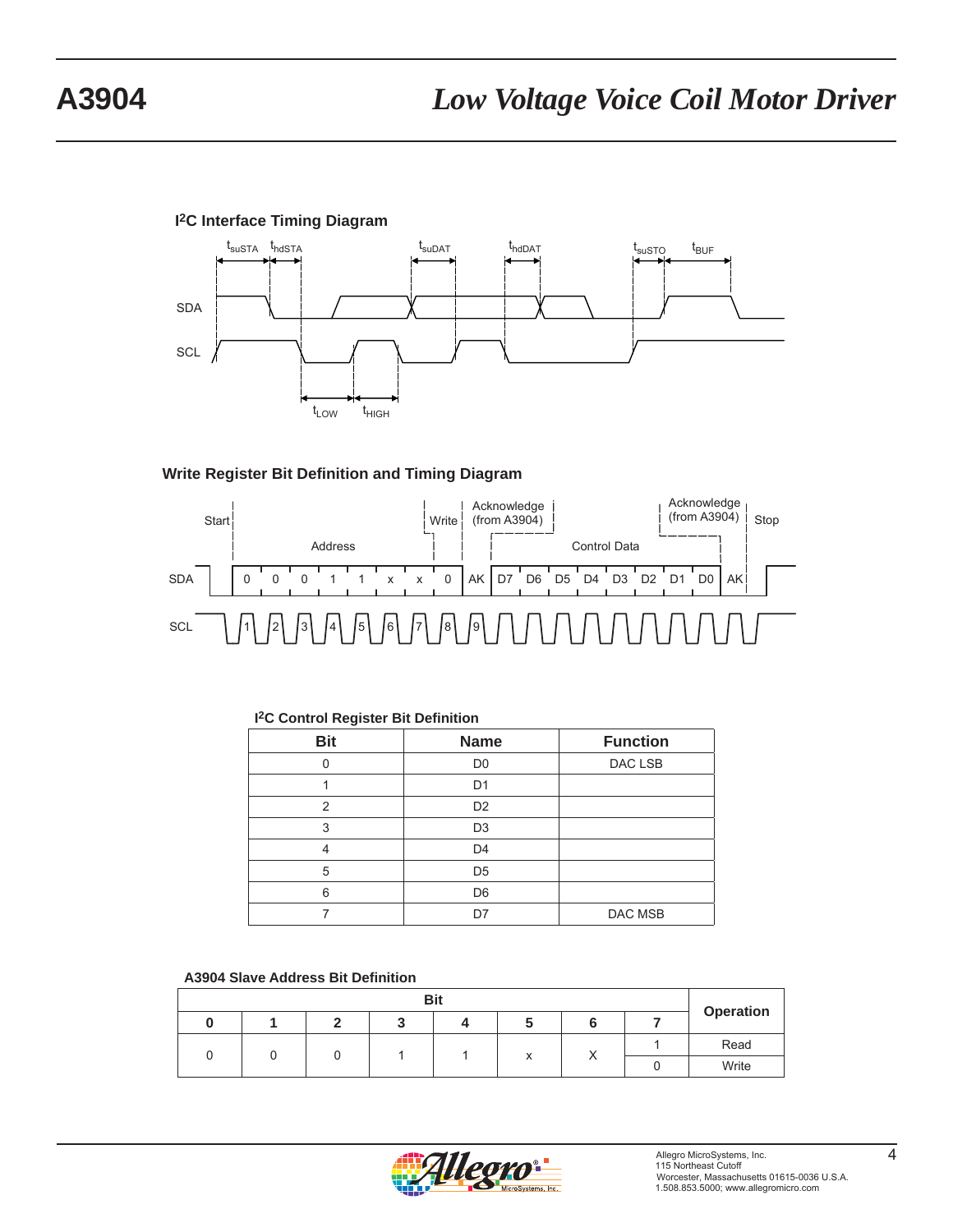### I²C Interface Timing Diagram

SDA

SCL

$t_{suSTA}$ $t_{hdSTA}$ $t_{suDAT}$ $t_{hdDAT}$ $t_{suSTO}$ $t_{BUF}$

$t_{LOW}$ $t_{HIGH}$

### Write Register Bit Definition and Timing Diagram

Start | Address | Write | Acknowledge (from A3904) | Control Data | Acknowledge (from A3904) | Stop

SDA: 0 0 0 1 1 x x 0 AK D7 D6 D5 D4 D3 D2 D1 D0 AK

SCL: 1 2 3 4 5 6 7 8 9

**I²C Control Register Bit Definition**

| Bit | Name | Function |
|---|---|---|
| 0 | D0 | DAC LSB |
| 1 | D1 | |
| 2 | D2 | |
| 3 | D3 | |
| 4 | D4 | |
| 5 | D5 | |
| 6 | D6 | |
| 7 | D7 | DAC MSB |

**A3904 Slave Address Bit Definition**

| Bit | | | | | | | | Operation |
|---|---|---|---|---|---|---|---|---|
| 0 | 1 | 2 | 3 | 4 | 5 | 6 | 7 | |
| 0 | 0 | 0 | 1 | 1 | x | X | 1 | Read |
| | | | | | | | 0 | Write |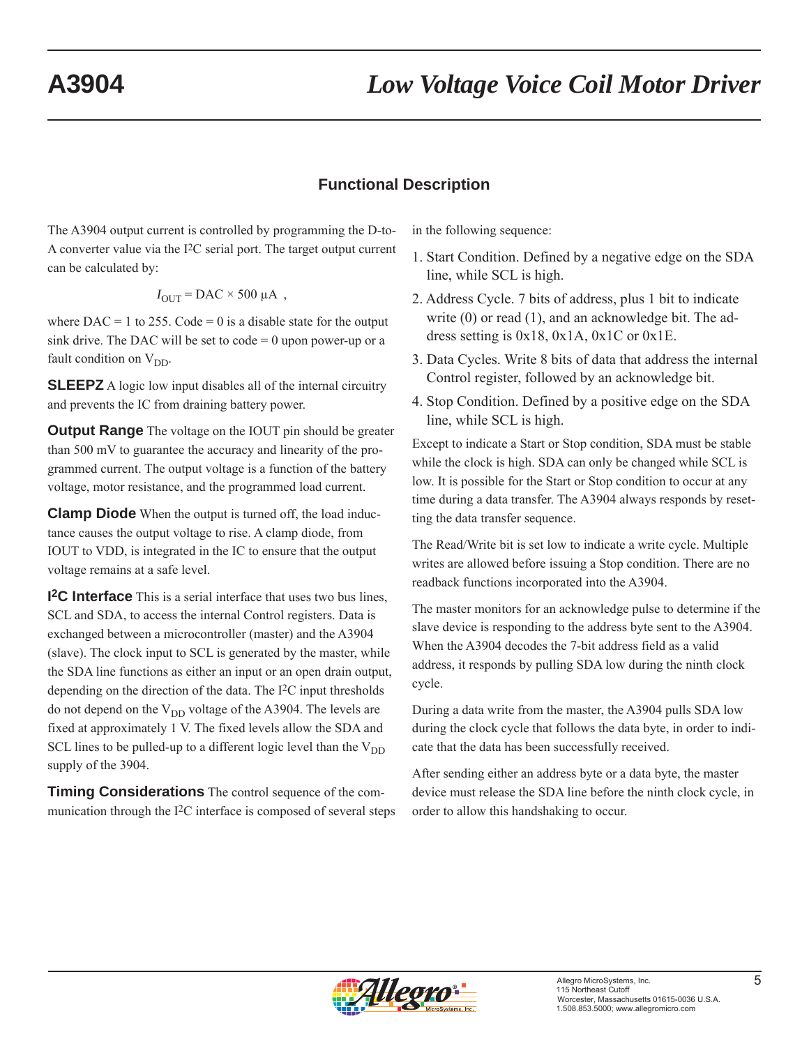## Functional Description

The A3904 output current is controlled by programming the D-to-A converter value via the $I^2C$ serial port. The target output current can be calculated by:

$$I_{OUT} = DAC \times 500\ \mu A\ ,$$

where DAC = 1 to 255. Code = 0 is a disable state for the output sink drive. The DAC will be set to code = 0 upon power-up or a fault condition on $V_{DD}$.

**SLEEPZ** A logic low input disables all of the internal circuitry and prevents the IC from draining battery power.

**Output Range** The voltage on the IOUT pin should be greater than 500 mV to guarantee the accuracy and linearity of the programmed current. The output voltage is a function of the battery voltage, motor resistance, and the programmed load current.

**Clamp Diode** When the output is turned off, the load inductance causes the output voltage to rise. A clamp diode, from IOUT to VDD, is integrated in the IC to ensure that the output voltage remains at a safe level.

**$I^2C$ Interface** This is a serial interface that uses two bus lines, SCL and SDA, to access the internal Control registers. Data is exchanged between a microcontroller (master) and the A3904 (slave). The clock input to SCL is generated by the master, while the SDA line functions as either an input or an open drain output, depending on the direction of the data. The $I^2C$ input thresholds do not depend on the $V_{DD}$ voltage of the A3904. The levels are fixed at approximately 1 V. The fixed levels allow the SDA and SCL lines to be pulled-up to a different logic level than the $V_{DD}$ supply of the 3904.

**Timing Considerations** The control sequence of the communication through the $I^2C$ interface is composed of several steps in the following sequence:

1. Start Condition. Defined by a negative edge on the SDA line, while SCL is high.
2. Address Cycle. 7 bits of address, plus 1 bit to indicate write (0) or read (1), and an acknowledge bit. The address setting is 0x18, 0x1A, 0x1C or 0x1E.
3. Data Cycles. Write 8 bits of data that address the internal Control register, followed by an acknowledge bit.
4. Stop Condition. Defined by a positive edge on the SDA line, while SCL is high.

Except to indicate a Start or Stop condition, SDA must be stable while the clock is high. SDA can only be changed while SCL is low. It is possible for the Start or Stop condition to occur at any time during a data transfer. The A3904 always responds by resetting the data transfer sequence.

The Read/Write bit is set low to indicate a write cycle. Multiple writes are allowed before issuing a Stop condition. There are no readback functions incorporated into the A3904.

The master monitors for an acknowledge pulse to determine if the slave device is responding to the address byte sent to the A3904. When the A3904 decodes the 7-bit address field as a valid address, it responds by pulling SDA low during the ninth clock cycle.

During a data write from the master, the A3904 pulls SDA low during the clock cycle that follows the data byte, in order to indicate that the data has been successfully received.

After sending either an address byte or a data byte, the master device must release the SDA line before the ninth clock cycle, in order to allow this handshaking to occur.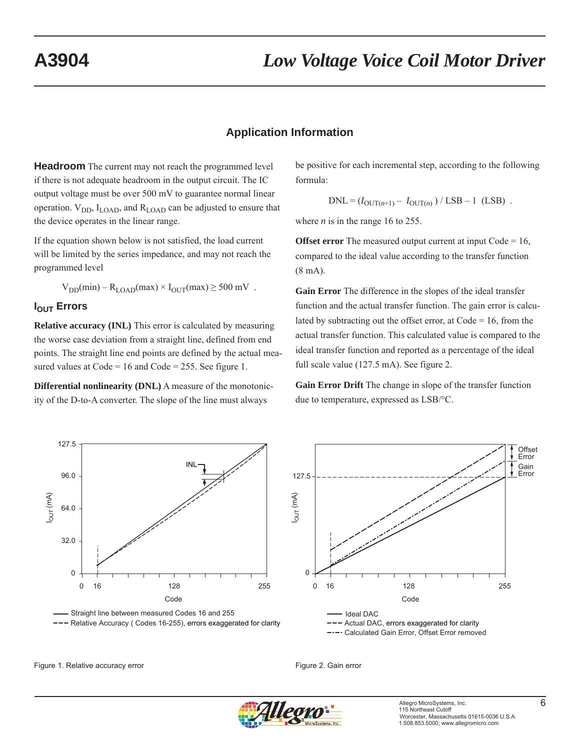## Application Information

**Headroom** The current may not reach the programmed level if there is not adequate headroom in the output circuit. The IC output voltage must be over 500 mV to guarantee normal linear operation. $V_{DD}$, $I_{LOAD}$, and $R_{LOAD}$ can be adjusted to ensure that the device operates in the linear range.

If the equation shown below is not satisfied, the load current will be limited by the series impedance, and may not reach the programmed level

$$V_{DD}(min) - R_{LOAD}(max) \times I_{OUT}(max) \geq 500\text{ mV} .$$

### $I_{OUT}$ Errors

**Relative accuracy (INL)** This error is calculated by measuring the worse case deviation from a straight line, defined from end points. The straight line end points are defined by the actual measured values at Code = 16 and Code = 255. See figure 1.

**Differential nonlinearity (DNL)** A measure of the monotonicity of the D-to-A converter. The slope of the line must always be positive for each incremental step, according to the following formula:

$$\text{DNL} = (I_{OUT(n+1)} - I_{OUT(n)}) / \text{LSB} - 1 \ \ (\text{LSB}) .$$

where $n$ is in the range 16 to 255.

**Offset error** The measured output current at input Code = 16, compared to the ideal value according to the transfer function (8 mA).

**Gain Error** The difference in the slopes of the ideal transfer function and the actual transfer function. The gain error is calculated by subtracting out the offset error, at Code = 16, from the actual transfer function. This calculated value is compared to the ideal transfer function and reported as a percentage of the ideal full scale value (127.5 mA). See figure 2.

**Gain Error Drift** The change in slope of the transfer function due to temperature, expressed as LSB/°C.

Figure 1. Relative accuracy error

Figure 2. Gain error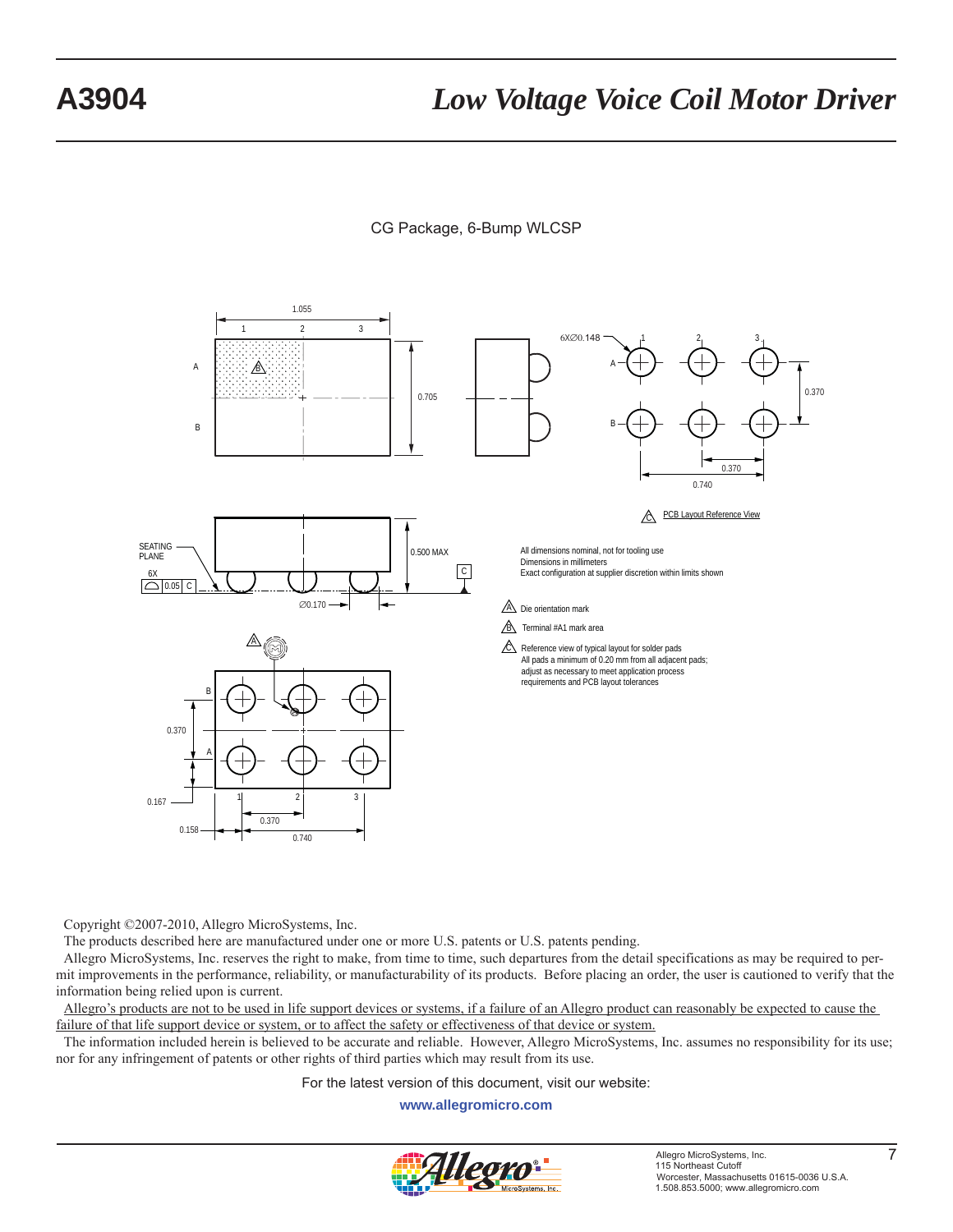CG Package, 6-Bump WLCSP

1.055

1 2 3

A

B

0.705

6X∅0.148

1 2 3

A

B

0.370

0.370

0.740

C PCB Layout Reference View

SEATING PLANE

6X

0.05 C

0.500 MAX

C

∅0.170

All dimensions nominal, not for tooling use

Dimensions in millimeters

Exact configuration at supplier discretion within limits shown

A Die orientation mark

B Terminal #A1 mark area

C Reference view of typical layout for solder pads
All pads a minimum of 0.20 mm from all adjacent pads; adjust as necessary to meet application process requirements and PCB layout tolerances

B

0.370

A

0.167

1 2 3

0.370

0.158

0.740

Copyright ©2007-2010, Allegro MicroSystems, Inc.

The products described here are manufactured under one or more U.S. patents or U.S. patents pending.

Allegro MicroSystems, Inc. reserves the right to make, from time to time, such departures from the detail specifications as may be required to permit improvements in the performance, reliability, or manufacturability of its products. Before placing an order, the user is cautioned to verify that the information being relied upon is current.

Allegro's products are not to be used in life support devices or systems, if a failure of an Allegro product can reasonably be expected to cause the failure of that life support device or system, or to affect the safety or effectiveness of that device or system.

The information included herein is believed to be accurate and reliable. However, Allegro MicroSystems, Inc. assumes no responsibility for its use; nor for any infringement of patents or other rights of third parties which may result from its use.

For the latest version of this document, visit our website:

**www.allegromicro.com**

Allegro MicroSystems, Inc.
115 Northeast Cutoff
Worcester, Massachusetts 01615-0036 U.S.A.
1.508.853.5000; www.allegromicro.com